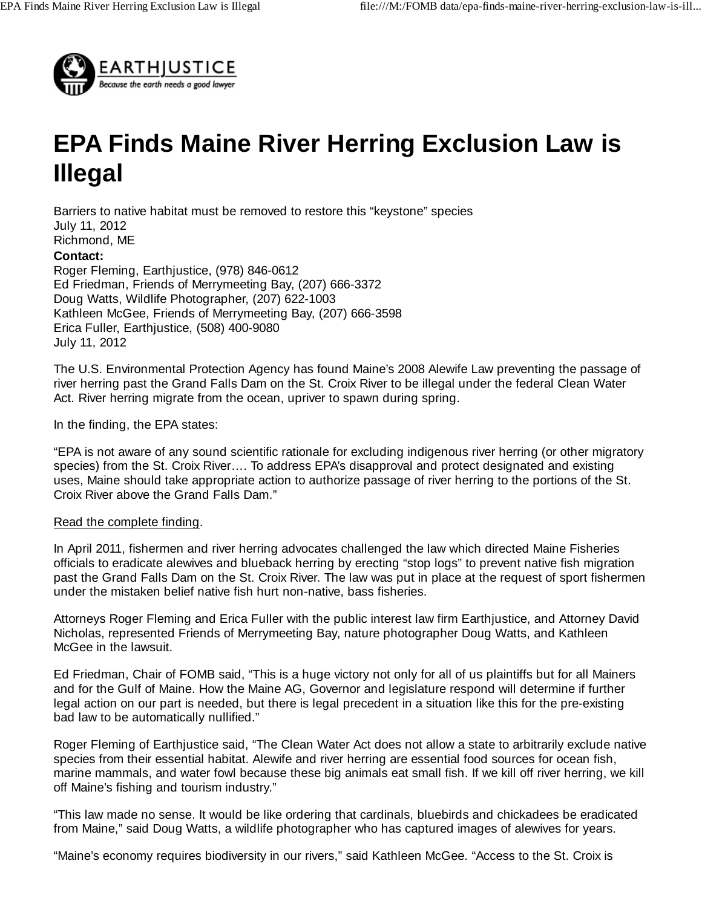# EPA Finds Maine River Herring Exclusion Law is Illegal

Barriers to native habitat must be removed to restore this "keystone" species
July 11, 2012
Richmond, ME

**Contact:**
Roger Fleming, Earthjustice, (978) 846-0612
Ed Friedman, Friends of Merrymeeting Bay, (207) 666-3372
Doug Watts, Wildlife Photographer, (207) 622-1003
Kathleen McGee, Friends of Merrymeeting Bay, (207) 666-3598
Erica Fuller, Earthjustice, (508) 400-9080
July 11, 2012

The U.S. Environmental Protection Agency has found Maine's 2008 Alewife Law preventing the passage of river herring past the Grand Falls Dam on the St. Croix River to be illegal under the federal Clean Water Act. River herring migrate from the ocean, upriver to spawn during spring.

In the finding, the EPA states:

"EPA is not aware of any sound scientific rationale for excluding indigenous river herring (or other migratory species) from the St. Croix River…. To address EPA's disapproval and protect designated and existing uses, Maine should take appropriate action to authorize passage of river herring to the portions of the St. Croix River above the Grand Falls Dam."

Read the complete finding.

In April 2011, fishermen and river herring advocates challenged the law which directed Maine Fisheries officials to eradicate alewives and blueback herring by erecting "stop logs" to prevent native fish migration past the Grand Falls Dam on the St. Croix River. The law was put in place at the request of sport fishermen under the mistaken belief native fish hurt non-native, bass fisheries.

Attorneys Roger Fleming and Erica Fuller with the public interest law firm Earthjustice, and Attorney David Nicholas, represented Friends of Merrymeeting Bay, nature photographer Doug Watts, and Kathleen McGee in the lawsuit.

Ed Friedman, Chair of FOMB said, "This is a huge victory not only for all of us plaintiffs but for all Mainers and for the Gulf of Maine. How the Maine AG, Governor and legislature respond will determine if further legal action on our part is needed, but there is legal precedent in a situation like this for the pre-existing bad law to be automatically nullified."

Roger Fleming of Earthjustice said, "The Clean Water Act does not allow a state to arbitrarily exclude native species from their essential habitat. Alewife and river herring are essential food sources for ocean fish, marine mammals, and water fowl because these big animals eat small fish. If we kill off river herring, we kill off Maine's fishing and tourism industry."

"This law made no sense. It would be like ordering that cardinals, bluebirds and chickadees be eradicated from Maine," said Doug Watts, a wildlife photographer who has captured images of alewives for years.

"Maine's economy requires biodiversity in our rivers," said Kathleen McGee. "Access to the St. Croix is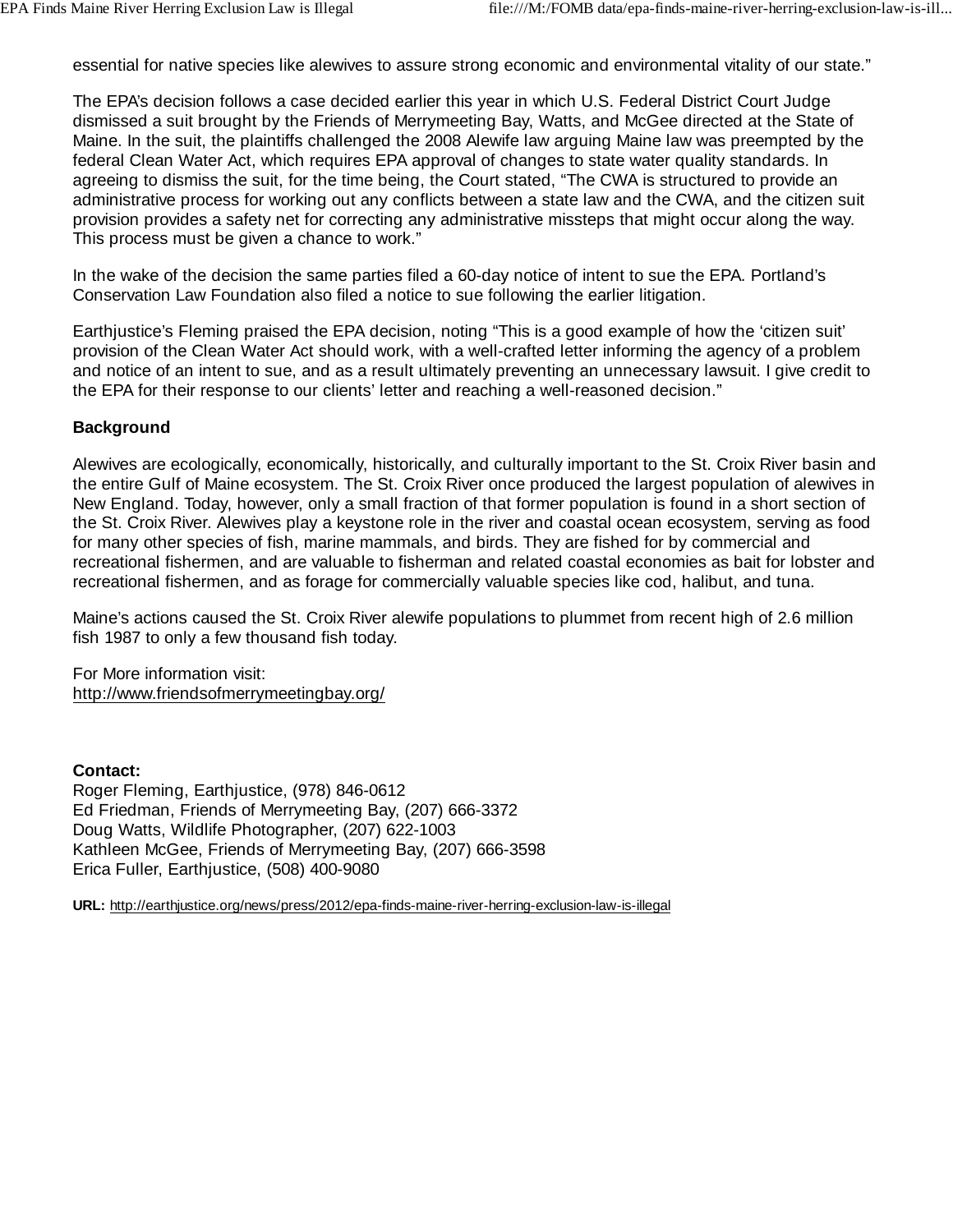essential for native species like alewives to assure strong economic and environmental vitality of our state."

The EPA's decision follows a case decided earlier this year in which U.S. Federal District Court Judge dismissed a suit brought by the Friends of Merrymeeting Bay, Watts, and McGee directed at the State of Maine. In the suit, the plaintiffs challenged the 2008 Alewife law arguing Maine law was preempted by the federal Clean Water Act, which requires EPA approval of changes to state water quality standards. In agreeing to dismiss the suit, for the time being, the Court stated, "The CWA is structured to provide an administrative process for working out any conflicts between a state law and the CWA, and the citizen suit provision provides a safety net for correcting any administrative missteps that might occur along the way. This process must be given a chance to work."

In the wake of the decision the same parties filed a 60-day notice of intent to sue the EPA. Portland's Conservation Law Foundation also filed a notice to sue following the earlier litigation.

Earthjustice's Fleming praised the EPA decision, noting "This is a good example of how the 'citizen suit' provision of the Clean Water Act should work, with a well-crafted letter informing the agency of a problem and notice of an intent to sue, and as a result ultimately preventing an unnecessary lawsuit. I give credit to the EPA for their response to our clients' letter and reaching a well-reasoned decision."

**Background**

Alewives are ecologically, economically, historically, and culturally important to the St. Croix River basin and the entire Gulf of Maine ecosystem. The St. Croix River once produced the largest population of alewives in New England. Today, however, only a small fraction of that former population is found in a short section of the St. Croix River. Alewives play a keystone role in the river and coastal ocean ecosystem, serving as food for many other species of fish, marine mammals, and birds. They are fished for by commercial and recreational fishermen, and are valuable to fisherman and related coastal economies as bait for lobster and recreational fishermen, and as forage for commercially valuable species like cod, halibut, and tuna.

Maine's actions caused the St. Croix River alewife populations to plummet from recent high of 2.6 million fish 1987 to only a few thousand fish today.

For More information visit:
http://www.friendsofmerrymeetingbay.org/

**Contact:**
Roger Fleming, Earthjustice, (978) 846-0612
Ed Friedman, Friends of Merrymeeting Bay, (207) 666-3372
Doug Watts, Wildlife Photographer, (207) 622-1003
Kathleen McGee, Friends of Merrymeeting Bay, (207) 666-3598
Erica Fuller, Earthjustice, (508) 400-9080

**URL:** http://earthjustice.org/news/press/2012/epa-finds-maine-river-herring-exclusion-law-is-illegal